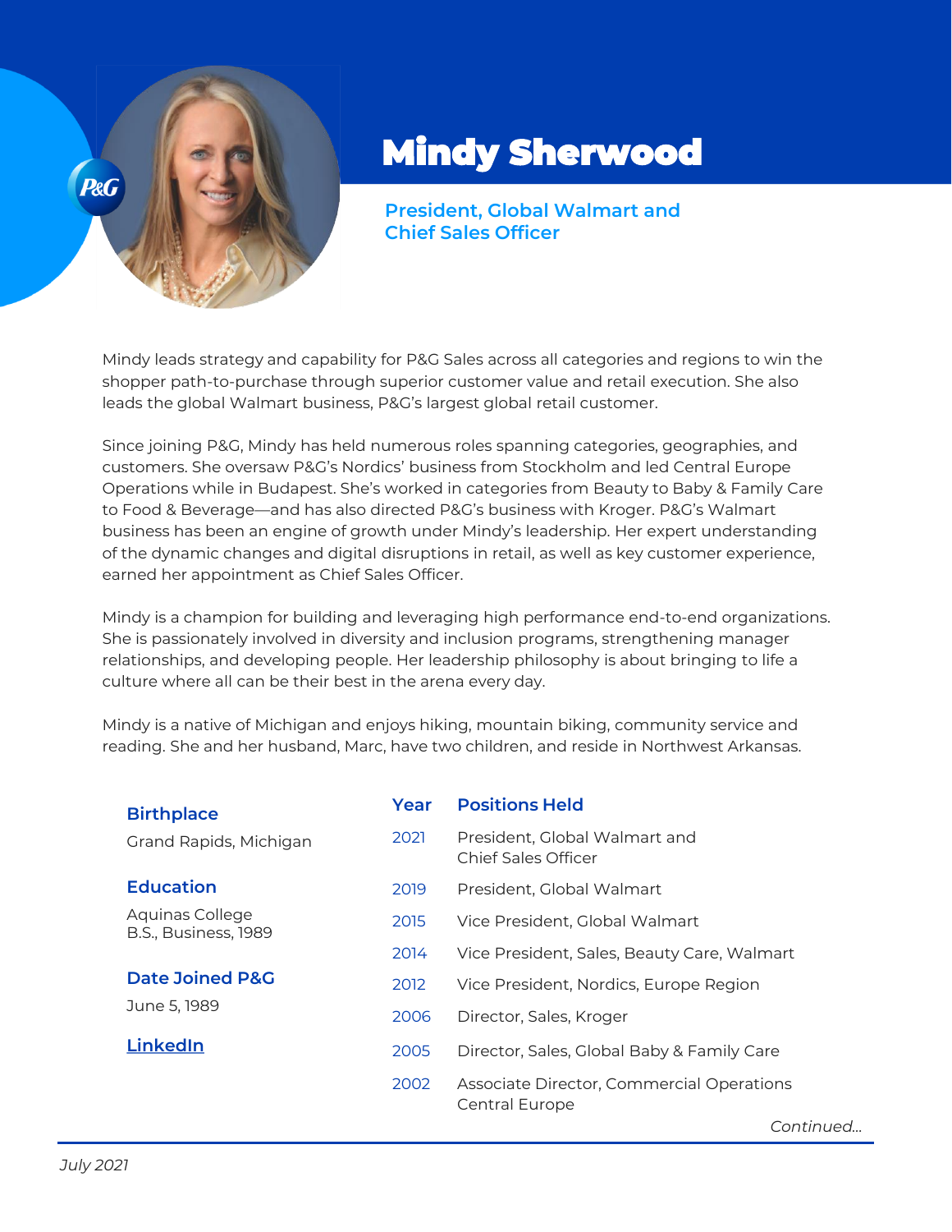# Mindy Sherwood

### President, Global Walmart and Chief Sales Officer

Mindy leads strategy and capability for P&G Sales across all categories and regions to win the shopper path-to-purchase through superior customer value and retail execution. She also leads the global Walmart business, P&G's largest global retail customer.

Since joining P&G, Mindy has held numerous roles spanning categories, geographies, and customers. She oversaw P&G's Nordics' business from Stockholm and led Central Europe Operations while in Budapest. She's worked in categories from Beauty to Baby & Family Care to Food & Beverage—and has also directed P&G's business with Kroger. P&G's Walmart business has been an engine of growth under Mindy's leadership. Her expert understanding of the dynamic changes and digital disruptions in retail, as well as key customer experience, earned her appointment as Chief Sales Officer.

Mindy is a champion for building and leveraging high performance end-to-end organizations. She is passionately involved in diversity and inclusion programs, strengthening manager relationships, and developing people. Her leadership philosophy is about bringing to life a culture where all can be their best in the arena every day.

Mindy is a native of Michigan and enjoys hiking, mountain biking, community service and reading. She and her husband, Marc, have two children, and reside in Northwest Arkansas.

**Birthplace**

Grand Rapids, Michigan

**Education**

Aquinas College
B.S., Business, 1989

**Date Joined P&G**

June 5, 1989

**LinkedIn**

| Year | Positions Held |
|---|---|
| 2021 | President, Global Walmart and Chief Sales Officer |
| 2019 | President, Global Walmart |
| 2015 | Vice President, Global Walmart |
| 2014 | Vice President, Sales, Beauty Care, Walmart |
| 2012 | Vice President, Nordics, Europe Region |
| 2006 | Director, Sales, Kroger |
| 2005 | Director, Sales, Global Baby & Family Care |
| 2002 | Associate Director, Commercial Operations Central Europe |

*Continued...*

*July 2021*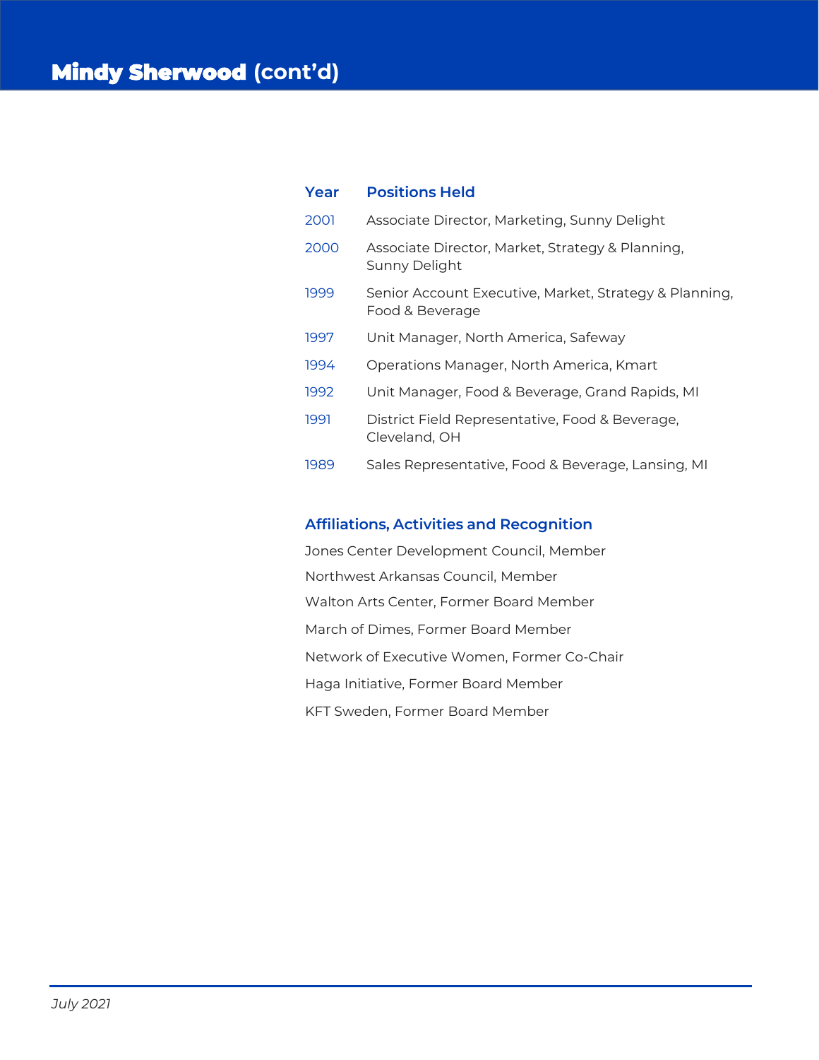# Mindy Sherwood (cont'd)

| Year | Positions Held |
| --- | --- |
| 2001 | Associate Director, Marketing, Sunny Delight |
| 2000 | Associate Director, Market, Strategy & Planning, Sunny Delight |
| 1999 | Senior Account Executive, Market, Strategy & Planning, Food & Beverage |
| 1997 | Unit Manager, North America, Safeway |
| 1994 | Operations Manager, North America, Kmart |
| 1992 | Unit Manager, Food & Beverage, Grand Rapids, MI |
| 1991 | District Field Representative, Food & Beverage, Cleveland, OH |
| 1989 | Sales Representative, Food & Beverage, Lansing, MI |

## Affiliations, Activities and Recognition

Jones Center Development Council, Member

Northwest Arkansas Council, Member

Walton Arts Center, Former Board Member

March of Dimes, Former Board Member

Network of Executive Women, Former Co-Chair

Haga Initiative, Former Board Member

KFT Sweden, Former Board Member

*July 2021*